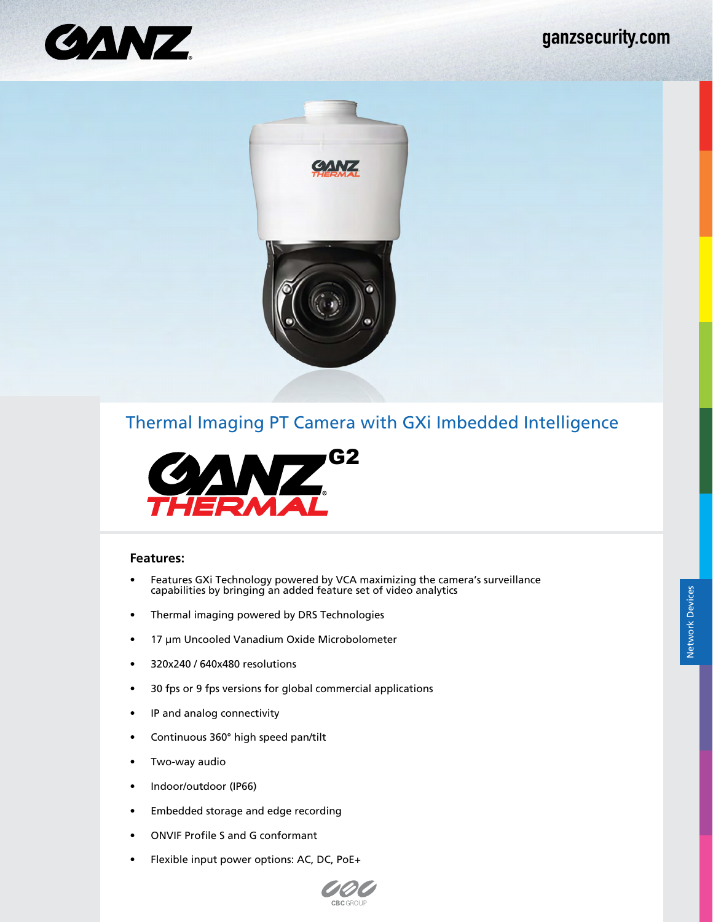ganzsecurity.com

# Thermal Imaging PT Camera with GXi Imbedded Intelligence

GANZ G2 THERMAL

### Features:

- Features GXi Technology powered by VCA maximizing the camera's surveillance capabilities by bringing an added feature set of video analytics
- Thermal imaging powered by DRS Technologies
- 17 µm Uncooled Vanadium Oxide Microbolometer
- 320x240 / 640x480 resolutions
- 30 fps or 9 fps versions for global commercial applications
- IP and analog connectivity
- Continuous 360° high speed pan/tilt
- Two-way audio
- Indoor/outdoor (IP66)
- Embedded storage and edge recording
- ONVIF Profile S and G conformant
- Flexible input power options: AC, DC, PoE+

Network Devices

CBC GROUP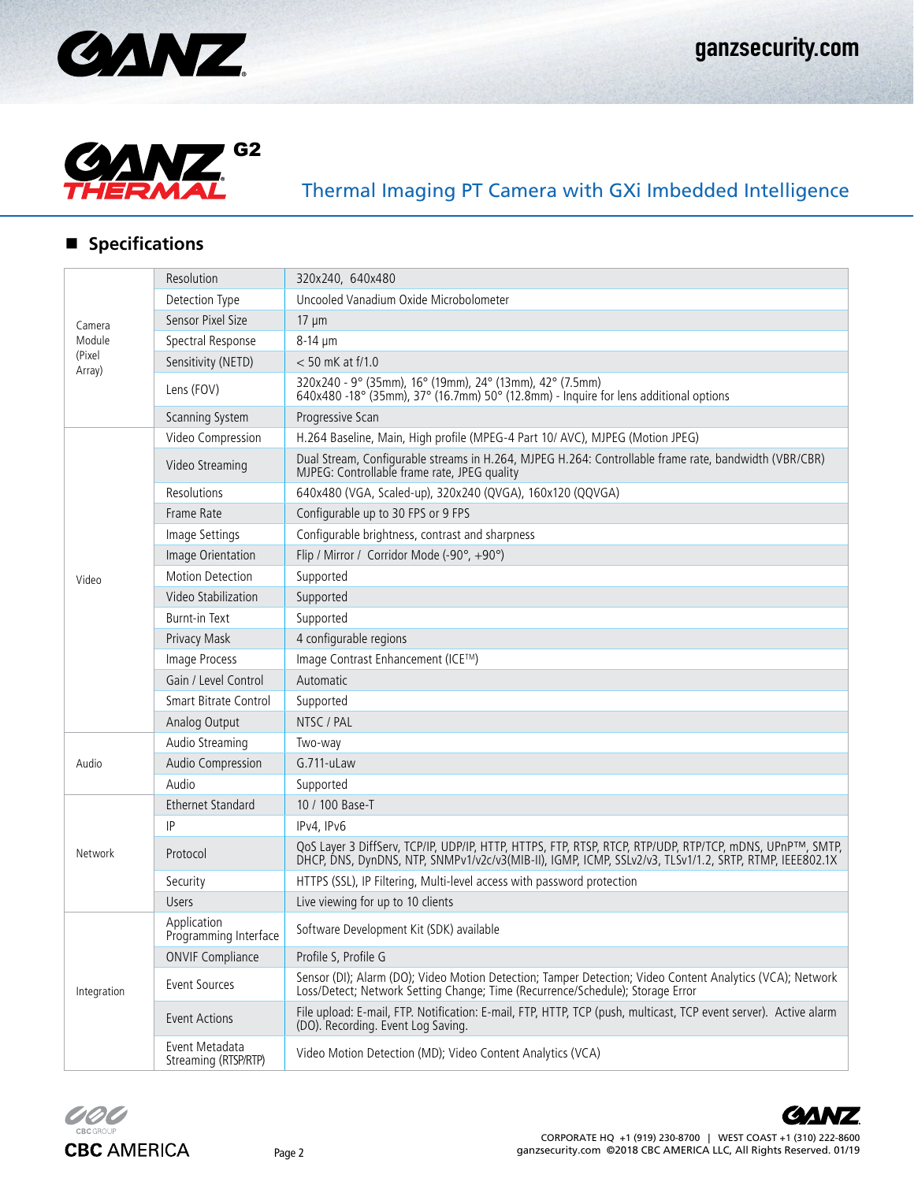## Thermal Imaging PT Camera with GXi Imbedded Intelligence

### Specifications

| | | |
|---|---|---|
| Camera Module (Pixel Array) | Resolution | 320x240, 640x480 |
| | Detection Type | Uncooled Vanadium Oxide Microbolometer |
| | Sensor Pixel Size | 17 µm |
| | Spectral Response | 8-14 µm |
| | Sensitivity (NETD) | < 50 mK at f/1.0 |
| | Lens (FOV) | 320x240 - 9° (35mm), 16° (19mm), 24° (13mm), 42° (7.5mm)<br>640x480 -18° (35mm), 37° (16.7mm) 50° (12.8mm) - Inquire for lens additional options |
| | Scanning System | Progressive Scan |
| Video | Video Compression | H.264 Baseline, Main, High profile (MPEG-4 Part 10/ AVC), MJPEG (Motion JPEG) |
| | Video Streaming | Dual Stream, Configurable streams in H.264, MJPEG H.264: Controllable frame rate, bandwidth (VBR/CBR) MJPEG: Controllable frame rate, JPEG quality |
| | Resolutions | 640x480 (VGA, Scaled-up), 320x240 (QVGA), 160x120 (QQVGA) |
| | Frame Rate | Configurable up to 30 FPS or 9 FPS |
| | Image Settings | Configurable brightness, contrast and sharpness |
| | Image Orientation | Flip / Mirror / Corridor Mode (-90°, +90°) |
| | Motion Detection | Supported |
| | Video Stabilization | Supported |
| | Burnt-in Text | Supported |
| | Privacy Mask | 4 configurable regions |
| | Image Process | Image Contrast Enhancement (ICE™) |
| | Gain / Level Control | Automatic |
| | Smart Bitrate Control | Supported |
| | Analog Output | NTSC / PAL |
| Audio | Audio Streaming | Two-way |
| | Audio Compression | G.711-uLaw |
| | Audio | Supported |
| Network | Ethernet Standard | 10 / 100 Base-T |
| | IP | IPv4, IPv6 |
| | Protocol | QoS Layer 3 DiffServ, TCP/IP, UDP/IP, HTTP, HTTPS, FTP, RTSP, RTCP, RTP/UDP, RTP/TCP, mDNS, UPnP™, SMTP, DHCP, DNS, DynDNS, NTP, SNMPv1/v2c/v3(MIB-II), IGMP, ICMP, SSLv2/v3, TLSv1/1.2, SRTP, RTMP, IEEE802.1X |
| | Security | HTTPS (SSL), IP Filtering, Multi-level access with password protection |
| | Users | Live viewing for up to 10 clients |
| Integration | Application Programming Interface | Software Development Kit (SDK) available |
| | ONVIF Compliance | Profile S, Profile G |
| | Event Sources | Sensor (DI); Alarm (DO); Video Motion Detection; Tamper Detection; Video Content Analytics (VCA); Network Loss/Detect; Network Setting Change; Time (Recurrence/Schedule); Storage Error |
| | Event Actions | File upload: E-mail, FTP. Notification: E-mail, FTP, HTTP, TCP (push, multicast, TCP event server). Active alarm (DO). Recording. Event Log Saving. |
| | Event Metadata Streaming (RTSP/RTP) | Video Motion Detection (MD); Video Content Analytics (VCA) |

CORPORATE HQ +1 (919) 230-8700 | WEST COAST +1 (310) 222-8600
ganzsecurity.com ©2018 CBC AMERICA LLC, All Rights Reserved. 01/19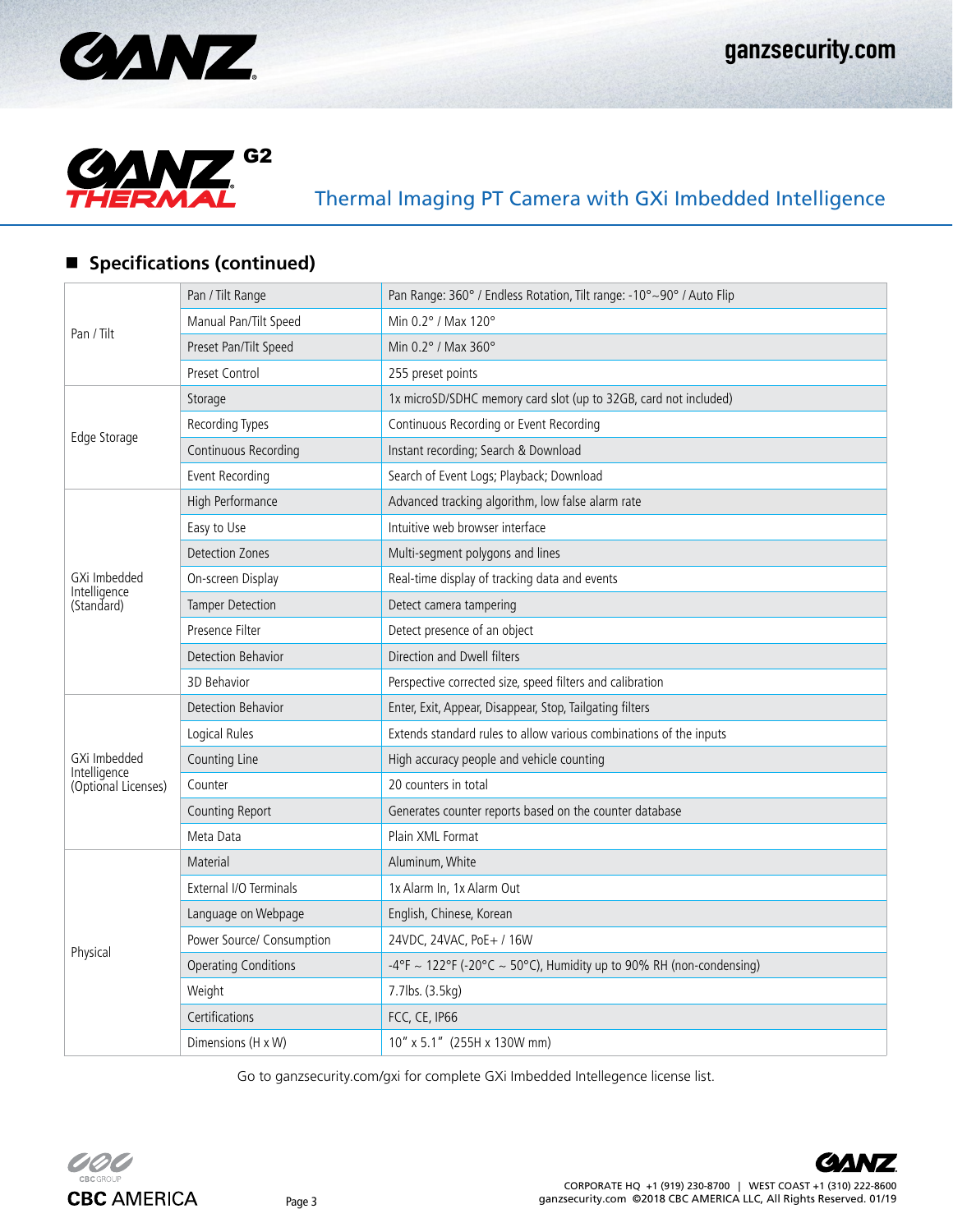Thermal Imaging PT Camera with GXi Imbedded Intelligence

## Specifications (continued)

| | | |
|---|---|---|
| Pan / Tilt | Pan / Tilt Range | Pan Range: 360° / Endless Rotation, Tilt range: -10°~90° / Auto Flip |
| | Manual Pan/Tilt Speed | Min 0.2° / Max 120° |
| | Preset Pan/Tilt Speed | Min 0.2° / Max 360° |
| | Preset Control | 255 preset points |
| Edge Storage | Storage | 1x microSD/SDHC memory card slot (up to 32GB, card not included) |
| | Recording Types | Continuous Recording or Event Recording |
| | Continuous Recording | Instant recording; Search & Download |
| | Event Recording | Search of Event Logs; Playback; Download |
| GXi Imbedded Intelligence (Standard) | High Performance | Advanced tracking algorithm, low false alarm rate |
| | Easy to Use | Intuitive web browser interface |
| | Detection Zones | Multi-segment polygons and lines |
| | On-screen Display | Real-time display of tracking data and events |
| | Tamper Detection | Detect camera tampering |
| | Presence Filter | Detect presence of an object |
| | Detection Behavior | Direction and Dwell filters |
| | 3D Behavior | Perspective corrected size, speed filters and calibration |
| GXi Imbedded Intelligence (Optional Licenses) | Detection Behavior | Enter, Exit, Appear, Disappear, Stop, Tailgating filters |
| | Logical Rules | Extends standard rules to allow various combinations of the inputs |
| | Counting Line | High accuracy people and vehicle counting |
| | Counter | 20 counters in total |
| | Counting Report | Generates counter reports based on the counter database |
| | Meta Data | Plain XML Format |
| Physical | Material | Aluminum, White |
| | External I/O Terminals | 1x Alarm In, 1x Alarm Out |
| | Language on Webpage | English, Chinese, Korean |
| | Power Source/ Consumption | 24VDC, 24VAC, PoE+ / 16W |
| | Operating Conditions | -4°F ~ 122°F (-20°C ~ 50°C), Humidity up to 90% RH (non-condensing) |
| | Weight | 7.7lbs. (3.5kg) |
| | Certifications | FCC, CE, IP66 |
| | Dimensions (H x W) | 10" x 5.1" (255H x 130W mm) |

Go to ganzsecurity.com/gxi for complete GXi Imbedded Intellegence license list.

CORPORATE HQ +1 (919) 230-8700 | WEST COAST +1 (310) 222-8600
ganzsecurity.com ©2018 CBC AMERICA LLC, All Rights Reserved. 01/19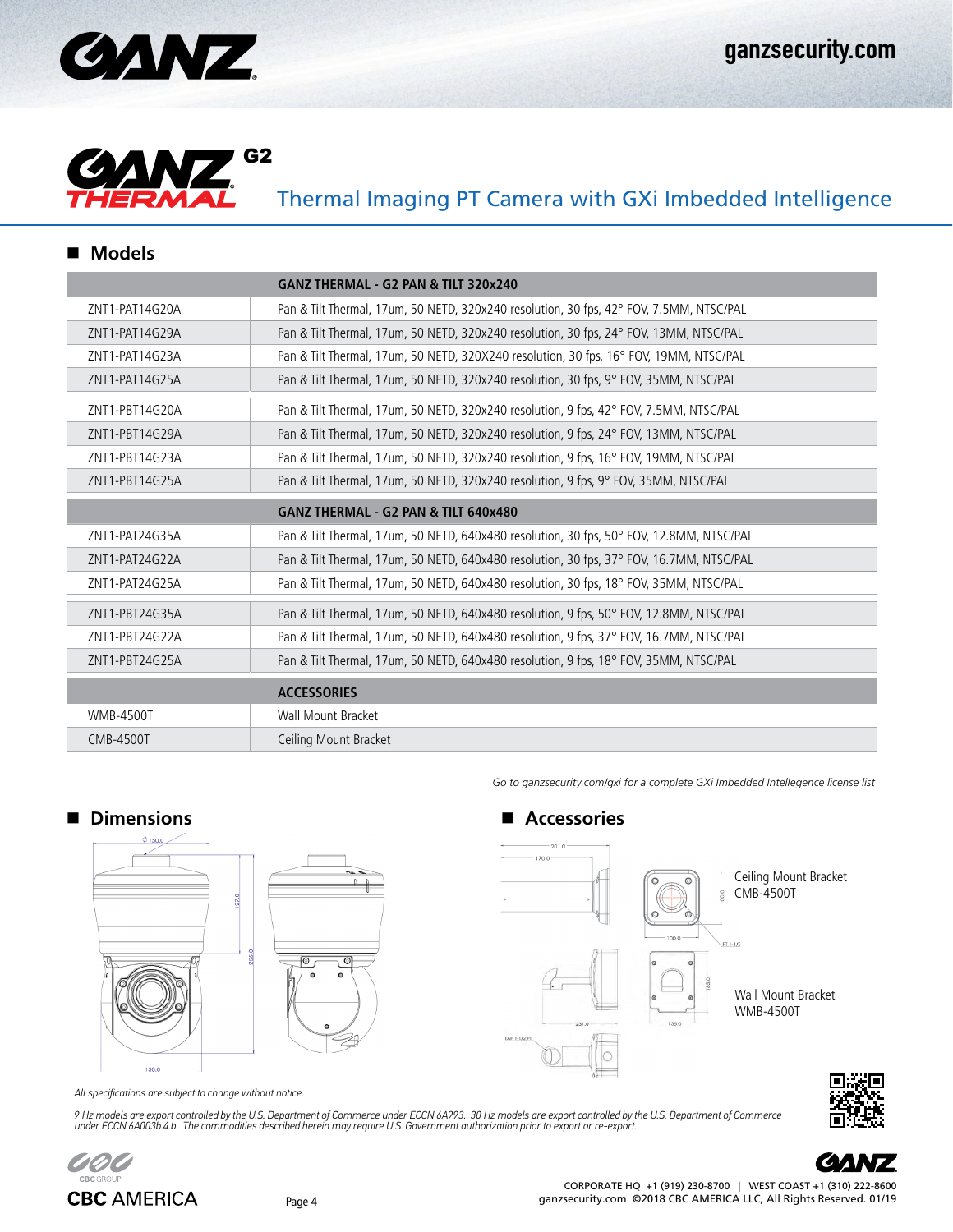# GANZ THERMAL G2

## Thermal Imaging PT Camera with GXi Imbedded Intelligence

## Models

| | GANZ THERMAL - G2 PAN & TILT 320x240 |
|---|---|
| ZNT1-PAT14G20A | Pan & Tilt Thermal, 17um, 50 NETD, 320x240 resolution, 30 fps, 42° FOV, 7.5MM, NTSC/PAL |
| ZNT1-PAT14G29A | Pan & Tilt Thermal, 17um, 50 NETD, 320x240 resolution, 30 fps, 24° FOV, 13MM, NTSC/PAL |
| ZNT1-PAT14G23A | Pan & Tilt Thermal, 17um, 50 NETD, 320X240 resolution, 30 fps, 16° FOV, 19MM, NTSC/PAL |
| ZNT1-PAT14G25A | Pan & Tilt Thermal, 17um, 50 NETD, 320x240 resolution, 30 fps, 9° FOV, 35MM, NTSC/PAL |
| ZNT1-PBT14G20A | Pan & Tilt Thermal, 17um, 50 NETD, 320x240 resolution, 9 fps, 42° FOV, 7.5MM, NTSC/PAL |
| ZNT1-PBT14G29A | Pan & Tilt Thermal, 17um, 50 NETD, 320x240 resolution, 9 fps, 24° FOV, 13MM, NTSC/PAL |
| ZNT1-PBT14G23A | Pan & Tilt Thermal, 17um, 50 NETD, 320x240 resolution, 9 fps, 16° FOV, 19MM, NTSC/PAL |
| ZNT1-PBT14G25A | Pan & Tilt Thermal, 17um, 50 NETD, 320x240 resolution, 9 fps, 9° FOV, 35MM, NTSC/PAL |
| | **GANZ THERMAL - G2 PAN & TILT 640x480** |
| ZNT1-PAT24G35A | Pan & Tilt Thermal, 17um, 50 NETD, 640x480 resolution, 30 fps, 50° FOV, 12.8MM, NTSC/PAL |
| ZNT1-PAT24G22A | Pan & Tilt Thermal, 17um, 50 NETD, 640x480 resolution, 30 fps, 37° FOV, 16.7MM, NTSC/PAL |
| ZNT1-PAT24G25A | Pan & Tilt Thermal, 17um, 50 NETD, 640x480 resolution, 30 fps, 18° FOV, 35MM, NTSC/PAL |
| ZNT1-PBT24G35A | Pan & Tilt Thermal, 17um, 50 NETD, 640x480 resolution, 9 fps, 50° FOV, 12.8MM, NTSC/PAL |
| ZNT1-PBT24G22A | Pan & Tilt Thermal, 17um, 50 NETD, 640x480 resolution, 9 fps, 37° FOV, 16.7MM, NTSC/PAL |
| ZNT1-PBT24G25A | Pan & Tilt Thermal, 17um, 50 NETD, 640x480 resolution, 9 fps, 18° FOV, 35MM, NTSC/PAL |
| | **ACCESSORIES** |
| WMB-4500T | Wall Mount Bracket |
| CMB-4500T | Ceiling Mount Bracket |

*Go to ganzsecurity.com/gxi for a complete GXi Imbedded Intellegence license list*

## Dimensions

Ø 150.0

127.0

255.0

130.0

## Accessories

201.0

170.0

100.0

100.0

PT 1-1/2

Ceiling Mount Bracket
CMB-4500T

231.0

185.0

135.0

TAP 1-1/2PT

Wall Mount Bracket
WMB-4500T

*All specifications are subject to change without notice.*

*9 Hz models are export controlled by the U.S. Department of Commerce under ECCN 6A993. 30 Hz models are export controlled by the U.S. Department of Commerce under ECCN 6A003b.4.b. The commodities described herein may require U.S. Government authorization prior to export or re-export.*

CBC GROUP
CBC AMERICA

CORPORATE HQ +1 (919) 230-8700 | WEST COAST +1 (310) 222-8600
ganzsecurity.com ©2018 CBC AMERICA LLC, All Rights Reserved. 01/19